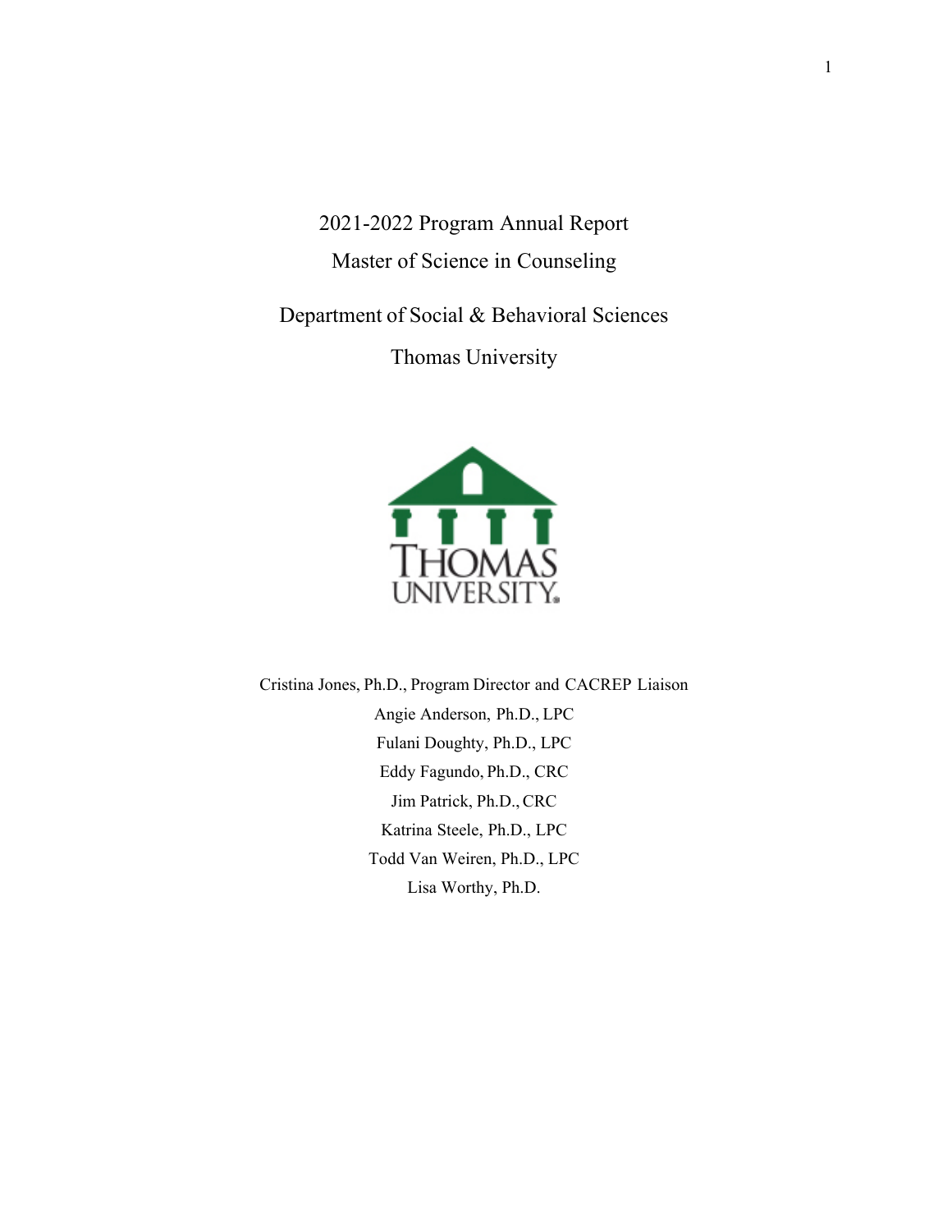# 2021-2022 Program Annual Report

## Master of Science in Counseling

### Department of Social & Behavioral Sciences

### Thomas University

Cristina Jones, Ph.D., Program Director and CACREP Liaison

Angie Anderson, Ph.D., LPC

Fulani Doughty, Ph.D., LPC

Eddy Fagundo, Ph.D., CRC

Jim Patrick, Ph.D., CRC

Katrina Steele, Ph.D., LPC

Todd Van Weiren, Ph.D., LPC

Lisa Worthy, Ph.D.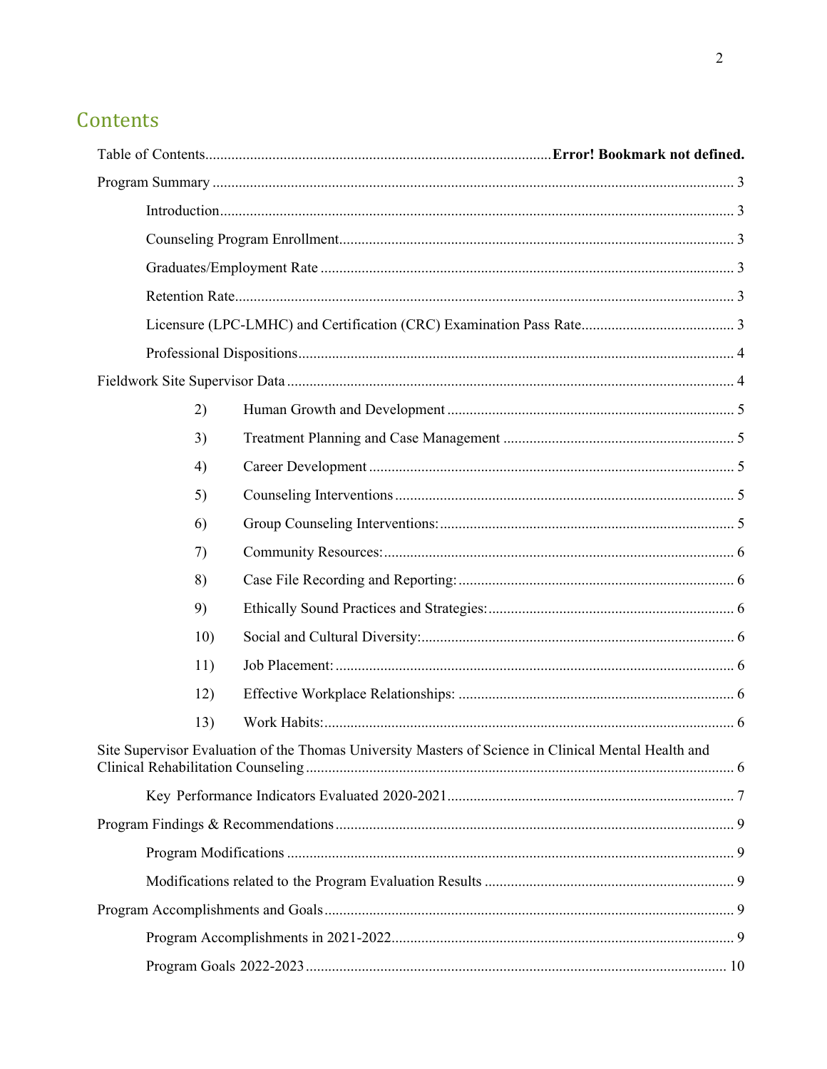## Contents

Table of Contents........................................................................................**Error! Bookmark not defined.**

Program Summary ........................................................................................................................... 3

- Introduction............................................................................................................................. 3
- Counseling Program Enrollment............................................................................................ 3
- Graduates/Employment Rate ................................................................................................. 3
- Retention Rate......................................................................................................................... 3
- Licensure (LPC-LMHC) and Certification (CRC) Examination Pass Rate.......................................... 3
- Professional Dispositions........................................................................................................ 4

Fieldwork Site Supervisor Data ....................................................................................................... 4

- 2) Human Growth and Development ............................................................................ 5
- 3) Treatment Planning and Case Management .............................................................. 5
- 4) Career Development ................................................................................................. 5
- 5) Counseling Interventions .......................................................................................... 5
- 6) Group Counseling Interventions:.............................................................................. 5
- 7) Community Resources:............................................................................................. 6
- 8) Case File Recording and Reporting:......................................................................... 6
- 9) Ethically Sound Practices and Strategies:................................................................. 6
- 10) Social and Cultural Diversity:................................................................................... 6
- 11) Job Placement: .......................................................................................................... 6
- 12) Effective Workplace Relationships: ......................................................................... 6
- 13) Work Habits:............................................................................................................. 6

Site Supervisor Evaluation of the Thomas University Masters of Science in Clinical Mental Health and Clinical Rehabilitation Counseling ................................................................................................ 6

- Key Performance Indicators Evaluated 2020-2021............................................................... 7

Program Findings & Recommendations........................................................................................... 9

- Program Modifications ........................................................................................................... 9
- Modifications related to the Program Evaluation Results ................................................... 9

Program Accomplishments and Goals............................................................................................. 9

- Program Accomplishments in 2021-2022.............................................................................. 9
- Program Goals 2022-2023 ................................................................................................... 10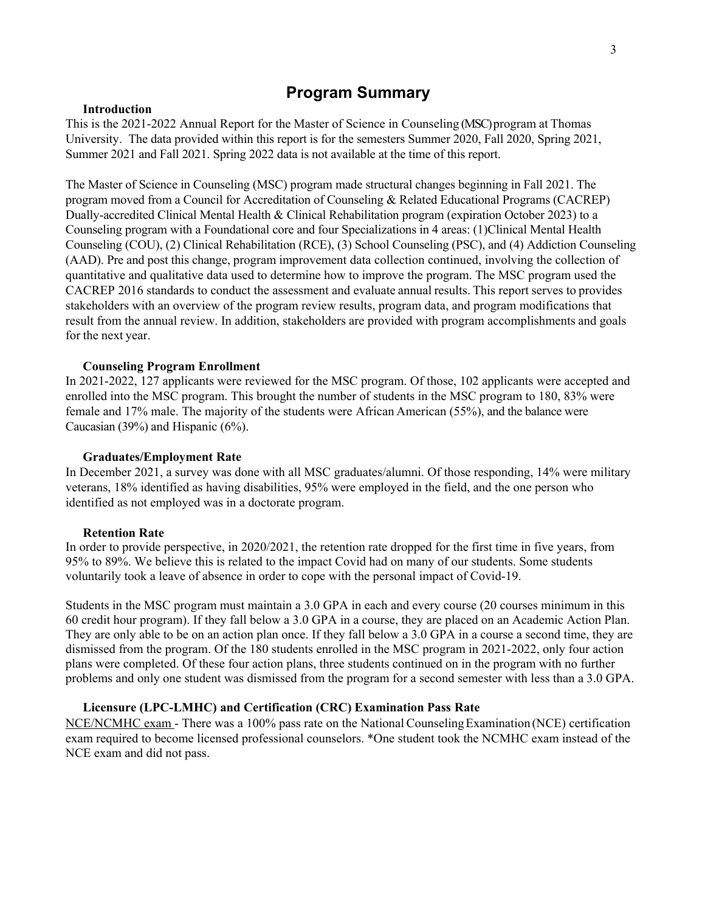## Program Summary

### Introduction

This is the 2021-2022 Annual Report for the Master of Science in Counseling (MSC) program at Thomas University. The data provided within this report is for the semesters Summer 2020, Fall 2020, Spring 2021, Summer 2021 and Fall 2021. Spring 2022 data is not available at the time of this report.

The Master of Science in Counseling (MSC) program made structural changes beginning in Fall 2021. The program moved from a Council for Accreditation of Counseling & Related Educational Programs (CACREP) Dually-accredited Clinical Mental Health & Clinical Rehabilitation program (expiration October 2023) to a Counseling program with a Foundational core and four Specializations in 4 areas: (1)Clinical Mental Health Counseling (COU), (2) Clinical Rehabilitation (RCE), (3) School Counseling (PSC), and (4) Addiction Counseling (AAD). Pre and post this change, program improvement data collection continued, involving the collection of quantitative and qualitative data used to determine how to improve the program. The MSC program used the CACREP 2016 standards to conduct the assessment and evaluate annual results. This report serves to provides stakeholders with an overview of the program review results, program data, and program modifications that result from the annual review. In addition, stakeholders are provided with program accomplishments and goals for the next year.

### Counseling Program Enrollment

In 2021-2022, 127 applicants were reviewed for the MSC program. Of those, 102 applicants were accepted and enrolled into the MSC program. This brought the number of students in the MSC program to 180, 83% were female and 17% male. The majority of the students were African American (55%), and the balance were Caucasian (39%) and Hispanic (6%).

### Graduates/Employment Rate

In December 2021, a survey was done with all MSC graduates/alumni. Of those responding, 14% were military veterans, 18% identified as having disabilities, 95% were employed in the field, and the one person who identified as not employed was in a doctorate program.

### Retention Rate

In order to provide perspective, in 2020/2021, the retention rate dropped for the first time in five years, from 95% to 89%. We believe this is related to the impact Covid had on many of our students. Some students voluntarily took a leave of absence in order to cope with the personal impact of Covid-19.

Students in the MSC program must maintain a 3.0 GPA in each and every course (20 courses minimum in this 60 credit hour program). If they fall below a 3.0 GPA in a course, they are placed on an Academic Action Plan. They are only able to be on an action plan once. If they fall below a 3.0 GPA in a course a second time, they are dismissed from the program. Of the 180 students enrolled in the MSC program in 2021-2022, only four action plans were completed. Of these four action plans, three students continued on in the program with no further problems and only one student was dismissed from the program for a second semester with less than a 3.0 GPA.

### Licensure (LPC-LMHC) and Certification (CRC) Examination Pass Rate

NCE/NCMHC exam - There was a 100% pass rate on the National Counseling Examination (NCE) certification exam required to become licensed professional counselors. *One student took the NCMHC exam instead of the NCE exam and did not pass.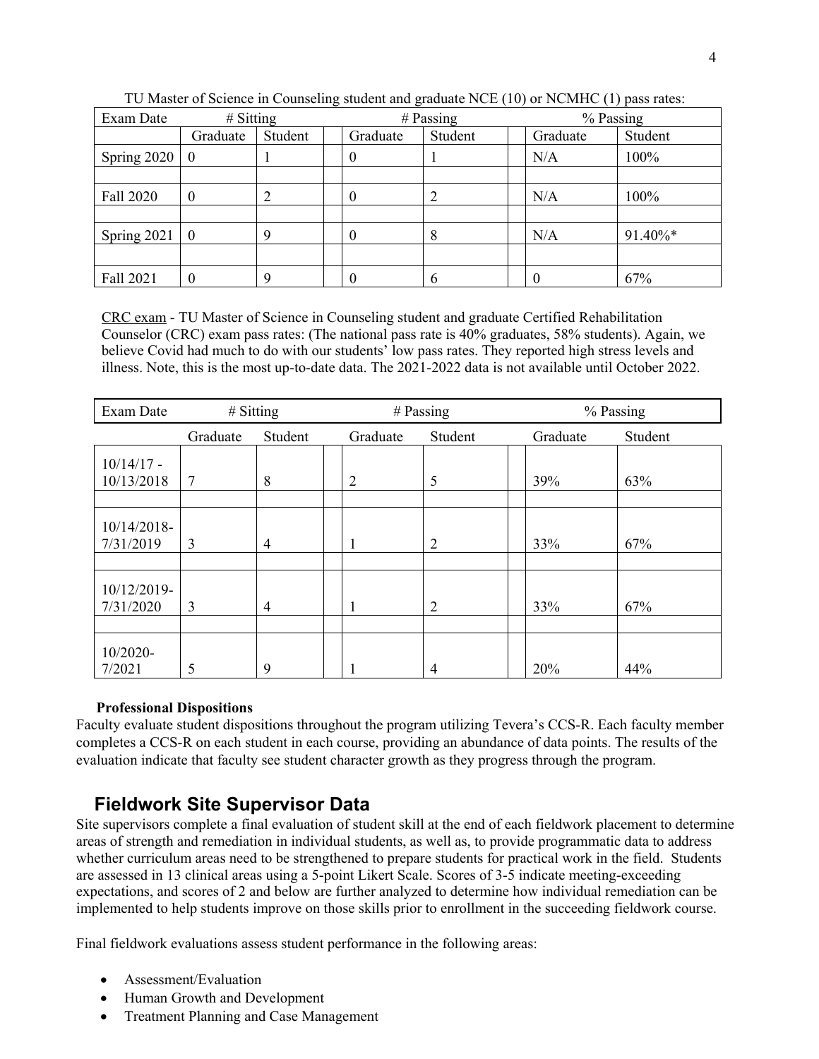TU Master of Science in Counseling student and graduate NCE (10) or NCMHC (1) pass rates:

| Exam Date | # Sitting | | # Passing | | % Passing | |
|---|---|---|---|---|---|---|
| | Graduate | Student | Graduate | Student | Graduate | Student |
| Spring 2020 | 0 | 1 | 0 | 1 | N/A | 100% |
| Fall 2020 | 0 | 2 | 0 | 2 | N/A | 100% |
| Spring 2021 | 0 | 9 | 0 | 8 | N/A | 91.40%* |
| Fall 2021 | 0 | 9 | 0 | 6 | 0 | 67% |

<u>CRC exam</u> - TU Master of Science in Counseling student and graduate Certified Rehabilitation Counselor (CRC) exam pass rates: (The national pass rate is 40% graduates, 58% students). Again, we believe Covid had much to do with our students' low pass rates. They reported high stress levels and illness. Note, this is the most up-to-date data. The 2021-2022 data is not available until October 2022.

| Exam Date | # Sitting | | # Passing | | % Passing | |
|---|---|---|---|---|---|---|
| | Graduate | Student | Graduate | Student | Graduate | Student |
| 10/14/17 - 10/13/2018 | 7 | 8 | 2 | 5 | 39% | 63% |
| 10/14/2018- 7/31/2019 | 3 | 4 | 1 | 2 | 33% | 67% |
| 10/12/2019- 7/31/2020 | 3 | 4 | 1 | 2 | 33% | 67% |
| 10/2020- 7/2021 | 5 | 9 | 1 | 4 | 20% | 44% |

**Professional Dispositions**

Faculty evaluate student dispositions throughout the program utilizing Tevera's CCS-R. Each faculty member completes a CCS-R on each student in each course, providing an abundance of data points. The results of the evaluation indicate that faculty see student character growth as they progress through the program.

## Fieldwork Site Supervisor Data

Site supervisors complete a final evaluation of student skill at the end of each fieldwork placement to determine areas of strength and remediation in individual students, as well as, to provide programmatic data to address whether curriculum areas need to be strengthened to prepare students for practical work in the field. Students are assessed in 13 clinical areas using a 5-point Likert Scale. Scores of 3-5 indicate meeting-exceeding expectations, and scores of 2 and below are further analyzed to determine how individual remediation can be implemented to help students improve on those skills prior to enrollment in the succeeding fieldwork course.

Final fieldwork evaluations assess student performance in the following areas:

- Assessment/Evaluation
- Human Growth and Development
- Treatment Planning and Case Management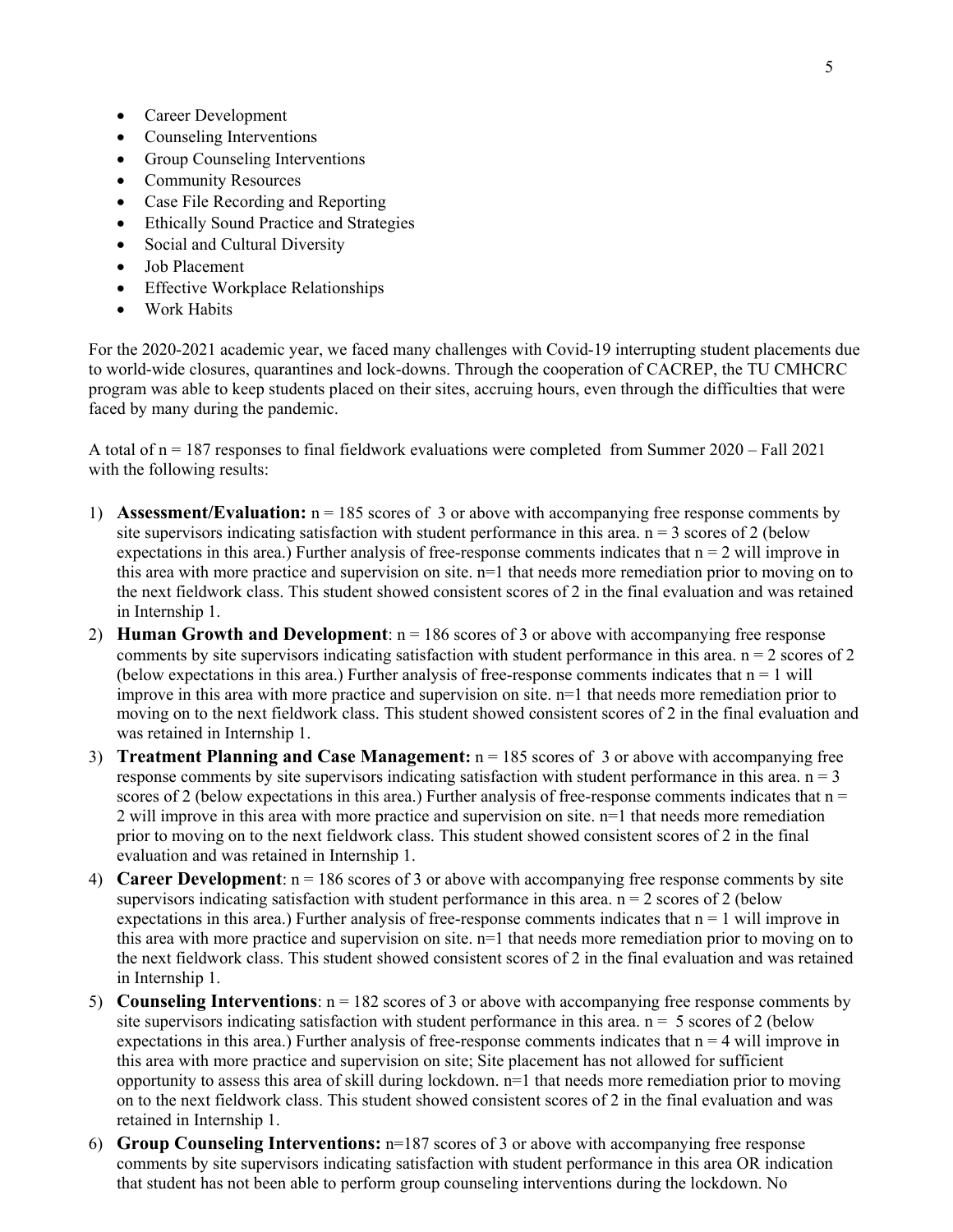- Career Development
- Counseling Interventions
- Group Counseling Interventions
- Community Resources
- Case File Recording and Reporting
- Ethically Sound Practice and Strategies
- Social and Cultural Diversity
- Job Placement
- Effective Workplace Relationships
- Work Habits

For the 2020-2021 academic year, we faced many challenges with Covid-19 interrupting student placements due to world-wide closures, quarantines and lock-downs. Through the cooperation of CACREP, the TU CMHCRC program was able to keep students placed on their sites, accruing hours, even through the difficulties that were faced by many during the pandemic.

A total of n = 187 responses to final fieldwork evaluations were completed from Summer 2020 – Fall 2021 with the following results:

1) **Assessment/Evaluation:** n = 185 scores of 3 or above with accompanying free response comments by site supervisors indicating satisfaction with student performance in this area. n = 3 scores of 2 (below expectations in this area.) Further analysis of free-response comments indicates that n = 2 will improve in this area with more practice and supervision on site. n=1 that needs more remediation prior to moving on to the next fieldwork class. This student showed consistent scores of 2 in the final evaluation and was retained in Internship 1.
2) **Human Growth and Development**: n = 186 scores of 3 or above with accompanying free response comments by site supervisors indicating satisfaction with student performance in this area. n = 2 scores of 2 (below expectations in this area.) Further analysis of free-response comments indicates that n = 1 will improve in this area with more practice and supervision on site. n=1 that needs more remediation prior to moving on to the next fieldwork class. This student showed consistent scores of 2 in the final evaluation and was retained in Internship 1.
3) **Treatment Planning and Case Management:** n = 185 scores of 3 or above with accompanying free response comments by site supervisors indicating satisfaction with student performance in this area. n = 3 scores of 2 (below expectations in this area.) Further analysis of free-response comments indicates that n = 2 will improve in this area with more practice and supervision on site. n=1 that needs more remediation prior to moving on to the next fieldwork class. This student showed consistent scores of 2 in the final evaluation and was retained in Internship 1.
4) **Career Development**: n = 186 scores of 3 or above with accompanying free response comments by site supervisors indicating satisfaction with student performance in this area. n = 2 scores of 2 (below expectations in this area.) Further analysis of free-response comments indicates that n = 1 will improve in this area with more practice and supervision on site. n=1 that needs more remediation prior to moving on to the next fieldwork class. This student showed consistent scores of 2 in the final evaluation and was retained in Internship 1.
5) **Counseling Interventions**: n = 182 scores of 3 or above with accompanying free response comments by site supervisors indicating satisfaction with student performance in this area. n = 5 scores of 2 (below expectations in this area.) Further analysis of free-response comments indicates that n = 4 will improve in this area with more practice and supervision on site; Site placement has not allowed for sufficient opportunity to assess this area of skill during lockdown. n=1 that needs more remediation prior to moving on to the next fieldwork class. This student showed consistent scores of 2 in the final evaluation and was retained in Internship 1.
6) **Group Counseling Interventions:** n=187 scores of 3 or above with accompanying free response comments by site supervisors indicating satisfaction with student performance in this area OR indication that student has not been able to perform group counseling interventions during the lockdown. No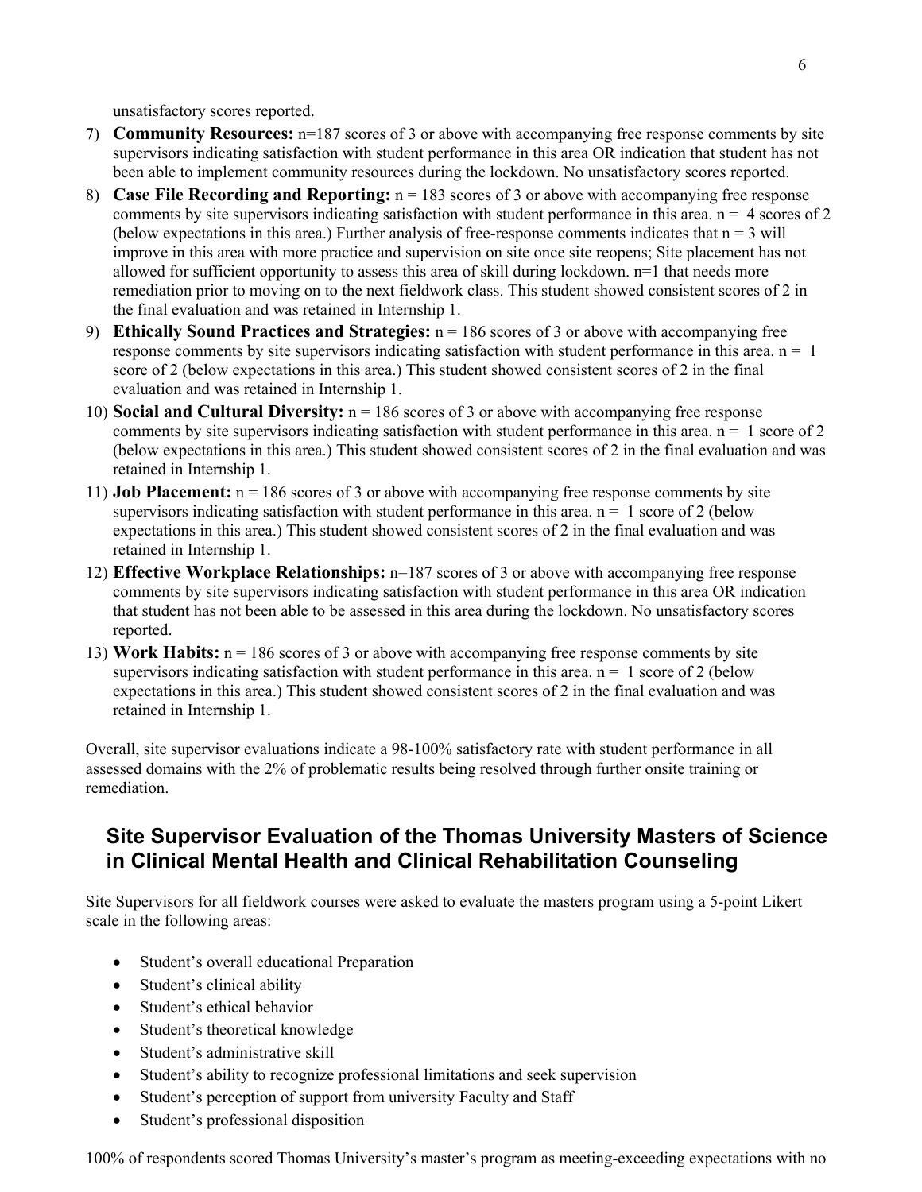unsatisfactory scores reported.

7) **Community Resources:** n=187 scores of 3 or above with accompanying free response comments by site supervisors indicating satisfaction with student performance in this area OR indication that student has not been able to implement community resources during the lockdown. No unsatisfactory scores reported.
8) **Case File Recording and Reporting:** n = 183 scores of 3 or above with accompanying free response comments by site supervisors indicating satisfaction with student performance in this area. n = 4 scores of 2 (below expectations in this area.) Further analysis of free-response comments indicates that n = 3 will improve in this area with more practice and supervision on site once site reopens; Site placement has not allowed for sufficient opportunity to assess this area of skill during lockdown. n=1 that needs more remediation prior to moving on to the next fieldwork class. This student showed consistent scores of 2 in the final evaluation and was retained in Internship 1.
9) **Ethically Sound Practices and Strategies:** n = 186 scores of 3 or above with accompanying free response comments by site supervisors indicating satisfaction with student performance in this area. n = 1 score of 2 (below expectations in this area.) This student showed consistent scores of 2 in the final evaluation and was retained in Internship 1.
10) **Social and Cultural Diversity:** n = 186 scores of 3 or above with accompanying free response comments by site supervisors indicating satisfaction with student performance in this area. n = 1 score of 2 (below expectations in this area.) This student showed consistent scores of 2 in the final evaluation and was retained in Internship 1.
11) **Job Placement:** n = 186 scores of 3 or above with accompanying free response comments by site supervisors indicating satisfaction with student performance in this area. n = 1 score of 2 (below expectations in this area.) This student showed consistent scores of 2 in the final evaluation and was retained in Internship 1.
12) **Effective Workplace Relationships:** n=187 scores of 3 or above with accompanying free response comments by site supervisors indicating satisfaction with student performance in this area OR indication that student has not been able to be assessed in this area during the lockdown. No unsatisfactory scores reported.
13) **Work Habits:** n = 186 scores of 3 or above with accompanying free response comments by site supervisors indicating satisfaction with student performance in this area. n = 1 score of 2 (below expectations in this area.) This student showed consistent scores of 2 in the final evaluation and was retained in Internship 1.

Overall, site supervisor evaluations indicate a 98-100% satisfactory rate with student performance in all assessed domains with the 2% of problematic results being resolved through further onsite training or remediation.

## Site Supervisor Evaluation of the Thomas University Masters of Science in Clinical Mental Health and Clinical Rehabilitation Counseling

Site Supervisors for all fieldwork courses were asked to evaluate the masters program using a 5-point Likert scale in the following areas:

- Student's overall educational Preparation
- Student's clinical ability
- Student's ethical behavior
- Student's theoretical knowledge
- Student's administrative skill
- Student's ability to recognize professional limitations and seek supervision
- Student's perception of support from university Faculty and Staff
- Student's professional disposition

100% of respondents scored Thomas University's master's program as meeting-exceeding expectations with no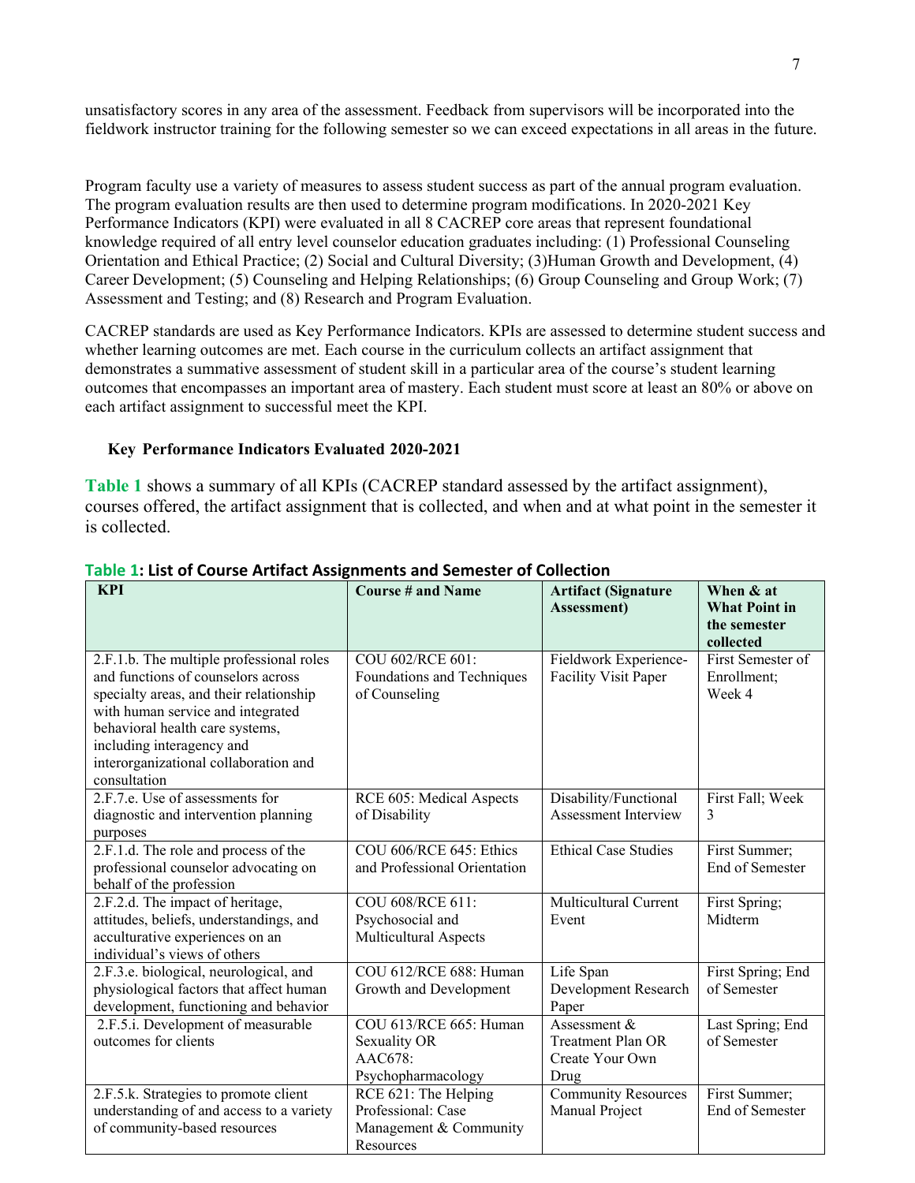unsatisfactory scores in any area of the assessment. Feedback from supervisors will be incorporated into the fieldwork instructor training for the following semester so we can exceed expectations in all areas in the future.

Program faculty use a variety of measures to assess student success as part of the annual program evaluation. The program evaluation results are then used to determine program modifications. In 2020-2021 Key Performance Indicators (KPI) were evaluated in all 8 CACREP core areas that represent foundational knowledge required of all entry level counselor education graduates including: (1) Professional Counseling Orientation and Ethical Practice; (2) Social and Cultural Diversity; (3)Human Growth and Development, (4) Career Development; (5) Counseling and Helping Relationships; (6) Group Counseling and Group Work; (7) Assessment and Testing; and (8) Research and Program Evaluation.

CACREP standards are used as Key Performance Indicators. KPIs are assessed to determine student success and whether learning outcomes are met. Each course in the curriculum collects an artifact assignment that demonstrates a summative assessment of student skill in a particular area of the course's student learning outcomes that encompasses an important area of mastery. Each student must score at least an 80% or above on each artifact assignment to successful meet the KPI.

### Key Performance Indicators Evaluated 2020-2021

**Table 1** shows a summary of all KPIs (CACREP standard assessed by the artifact assignment), courses offered, the artifact assignment that is collected, and when and at what point in the semester it is collected.

**Table 1: List of Course Artifact Assignments and Semester of Collection**

| KPI | Course # and Name | Artifact (Signature Assessment) | When & at What Point in the semester collected |
|---|---|---|---|
| 2.F.1.b. The multiple professional roles and functions of counselors across specialty areas, and their relationship with human service and integrated behavioral health care systems, including interagency and interorganizational collaboration and consultation | COU 602/RCE 601: Foundations and Techniques of Counseling | Fieldwork Experience-Facility Visit Paper | First Semester of Enrollment; Week 4 |
| 2.F.7.e. Use of assessments for diagnostic and intervention planning purposes | RCE 605: Medical Aspects of Disability | Disability/Functional Assessment Interview | First Fall; Week 3 |
| 2.F.1.d. The role and process of the professional counselor advocating on behalf of the profession | COU 606/RCE 645: Ethics and Professional Orientation | Ethical Case Studies | First Summer; End of Semester |
| 2.F.2.d. The impact of heritage, attitudes, beliefs, understandings, and acculturative experiences on an individual's views of others | COU 608/RCE 611: Psychosocial and Multicultural Aspects | Multicultural Current Event | First Spring; Midterm |
| 2.F.3.e. biological, neurological, and physiological factors that affect human development, functioning and behavior | COU 612/RCE 688: Human Growth and Development | Life Span Development Research Paper | First Spring; End of Semester |
| 2.F.5.i. Development of measurable outcomes for clients | COU 613/RCE 665: Human Sexuality OR AAC678: Psychopharmacology | Assessment & Treatment Plan OR Create Your Own Drug | Last Spring; End of Semester |
| 2.F.5.k. Strategies to promote client understanding of and access to a variety of community-based resources | RCE 621: The Helping Professional: Case Management & Community Resources | Community Resources Manual Project | First Summer; End of Semester |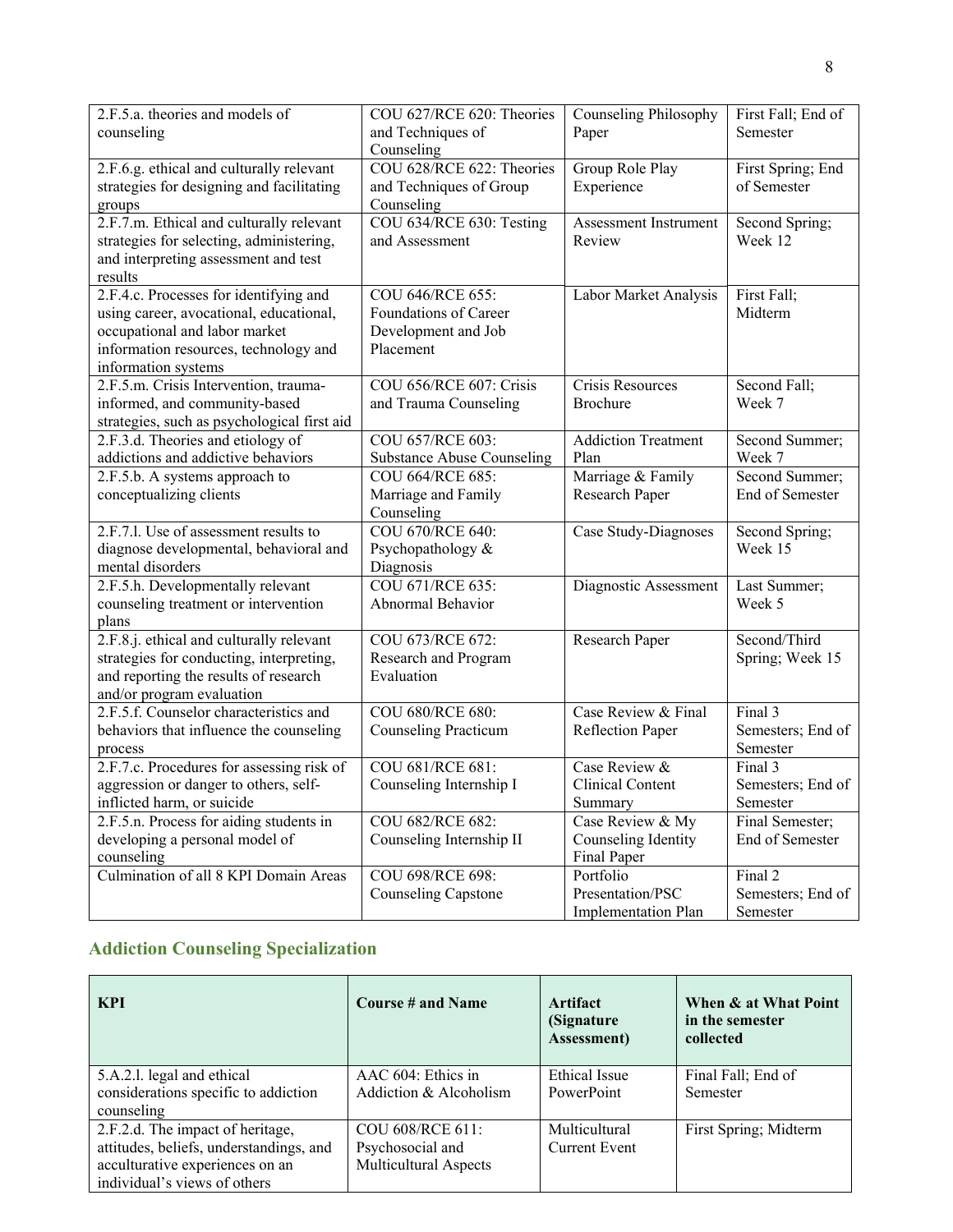| | | | |
|---|---|---|---|
| 2.F.5.a. theories and models of counseling | COU 627/RCE 620: Theories and Techniques of Counseling | Counseling Philosophy Paper | First Fall; End of Semester |
| 2.F.6.g. ethical and culturally relevant strategies for designing and facilitating groups | COU 628/RCE 622: Theories and Techniques of Group Counseling | Group Role Play Experience | First Spring; End of Semester |
| 2.F.7.m. Ethical and culturally relevant strategies for selecting, administering, and interpreting assessment and test results | COU 634/RCE 630: Testing and Assessment | Assessment Instrument Review | Second Spring; Week 12 |
| 2.F.4.c. Processes for identifying and using career, avocational, educational, occupational and labor market information resources, technology and information systems | COU 646/RCE 655: Foundations of Career Development and Job Placement | Labor Market Analysis | First Fall; Midterm |
| 2.F.5.m. Crisis Intervention, trauma-informed, and community-based strategies, such as psychological first aid | COU 656/RCE 607: Crisis and Trauma Counseling | Crisis Resources Brochure | Second Fall; Week 7 |
| 2.F.3.d. Theories and etiology of addictions and addictive behaviors | COU 657/RCE 603: Substance Abuse Counseling | Addiction Treatment Plan | Second Summer; Week 7 |
| 2.F.5.b. A systems approach to conceptualizing clients | COU 664/RCE 685: Marriage and Family Counseling | Marriage & Family Research Paper | Second Summer; End of Semester |
| 2.F.7.l. Use of assessment results to diagnose developmental, behavioral and mental disorders | COU 670/RCE 640: Psychopathology & Diagnosis | Case Study-Diagnoses | Second Spring; Week 15 |
| 2.F.5.h. Developmentally relevant counseling treatment or intervention plans | COU 671/RCE 635: Abnormal Behavior | Diagnostic Assessment | Last Summer; Week 5 |
| 2.F.8.j. ethical and culturally relevant strategies for conducting, interpreting, and reporting the results of research and/or program evaluation | COU 673/RCE 672: Research and Program Evaluation | Research Paper | Second/Third Spring; Week 15 |
| 2.F.5.f. Counselor characteristics and behaviors that influence the counseling process | COU 680/RCE 680: Counseling Practicum | Case Review & Final Reflection Paper | Final 3 Semesters; End of Semester |
| 2.F.7.c. Procedures for assessing risk of aggression or danger to others, self-inflicted harm, or suicide | COU 681/RCE 681: Counseling Internship I | Case Review & Clinical Content Summary | Final 3 Semesters; End of Semester |
| 2.F.5.n. Process for aiding students in developing a personal model of counseling | COU 682/RCE 682: Counseling Internship II | Case Review & My Counseling Identity Final Paper | Final Semester; End of Semester |
| Culmination of all 8 KPI Domain Areas | COU 698/RCE 698: Counseling Capstone | Portfolio Presentation/PSC Implementation Plan | Final 2 Semesters; End of Semester |

## Addiction Counseling Specialization

| KPI | Course # and Name | Artifact (Signature Assessment) | When & at What Point in the semester collected |
|---|---|---|---|
| 5.A.2.l. legal and ethical considerations specific to addiction counseling | AAC 604: Ethics in Addiction & Alcoholism | Ethical Issue PowerPoint | Final Fall; End of Semester |
| 2.F.2.d. The impact of heritage, attitudes, beliefs, understandings, and acculturative experiences on an individual's views of others | COU 608/RCE 611: Psychosocial and Multicultural Aspects | Multicultural Current Event | First Spring; Midterm |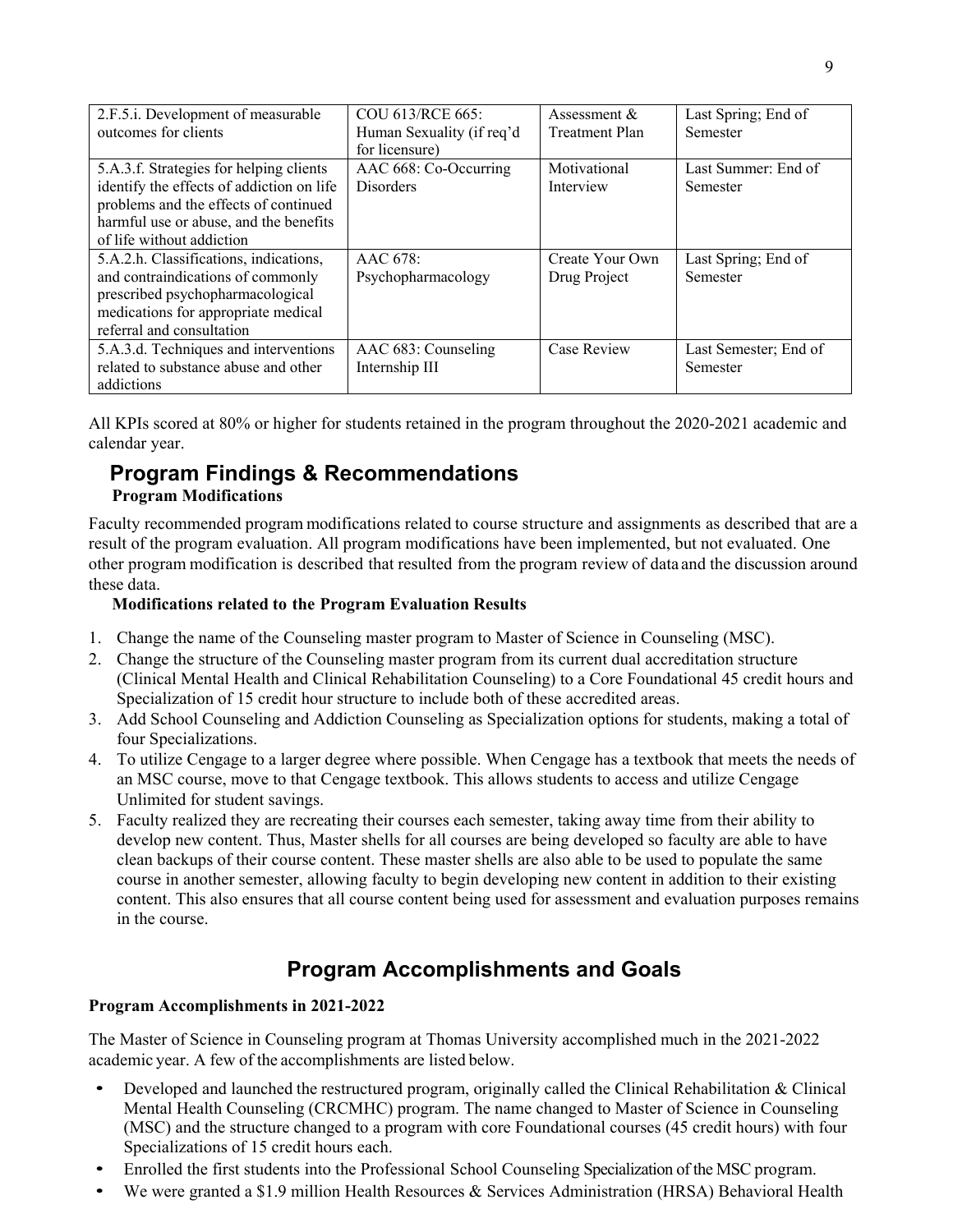| 2.F.5.i. Development of measurable outcomes for clients | COU 613/RCE 665: Human Sexuality (if req'd for licensure) | Assessment & Treatment Plan | Last Spring; End of Semester |
|---|---|---|---|
| 5.A.3.f. Strategies for helping clients identify the effects of addiction on life problems and the effects of continued harmful use or abuse, and the benefits of life without addiction | AAC 668: Co-Occurring Disorders | Motivational Interview | Last Summer: End of Semester |
| 5.A.2.h. Classifications, indications, and contraindications of commonly prescribed psychopharmacological medications for appropriate medical referral and consultation | AAC 678: Psychopharmacology | Create Your Own Drug Project | Last Spring; End of Semester |
| 5.A.3.d. Techniques and interventions related to substance abuse and other addictions | AAC 683: Counseling Internship III | Case Review | Last Semester; End of Semester |

All KPIs scored at 80% or higher for students retained in the program throughout the 2020-2021 academic and calendar year.

## Program Findings & Recommendations

### Program Modifications

Faculty recommended program modifications related to course structure and assignments as described that are a result of the program evaluation. All program modifications have been implemented, but not evaluated. One other program modification is described that resulted from the program review of data and the discussion around these data.

**Modifications related to the Program Evaluation Results**

1. Change the name of the Counseling master program to Master of Science in Counseling (MSC).
2. Change the structure of the Counseling master program from its current dual accreditation structure (Clinical Mental Health and Clinical Rehabilitation Counseling) to a Core Foundational 45 credit hours and Specialization of 15 credit hour structure to include both of these accredited areas.
3. Add School Counseling and Addiction Counseling as Specialization options for students, making a total of four Specializations.
4. To utilize Cengage to a larger degree where possible. When Cengage has a textbook that meets the needs of an MSC course, move to that Cengage textbook. This allows students to access and utilize Cengage Unlimited for student savings.
5. Faculty realized they are recreating their courses each semester, taking away time from their ability to develop new content. Thus, Master shells for all courses are being developed so faculty are able to have clean backups of their course content. These master shells are also able to be used to populate the same course in another semester, allowing faculty to begin developing new content in addition to their existing content. This also ensures that all course content being used for assessment and evaluation purposes remains in the course.

## Program Accomplishments and Goals

**Program Accomplishments in 2021-2022**

The Master of Science in Counseling program at Thomas University accomplished much in the 2021-2022 academic year. A few of the accomplishments are listed below.

- Developed and launched the restructured program, originally called the Clinical Rehabilitation & Clinical Mental Health Counseling (CRCMHC) program. The name changed to Master of Science in Counseling (MSC) and the structure changed to a program with core Foundational courses (45 credit hours) with four Specializations of 15 credit hours each.
- Enrolled the first students into the Professional School Counseling Specialization of the MSC program.
- We were granted a $1.9 million Health Resources & Services Administration (HRSA) Behavioral Health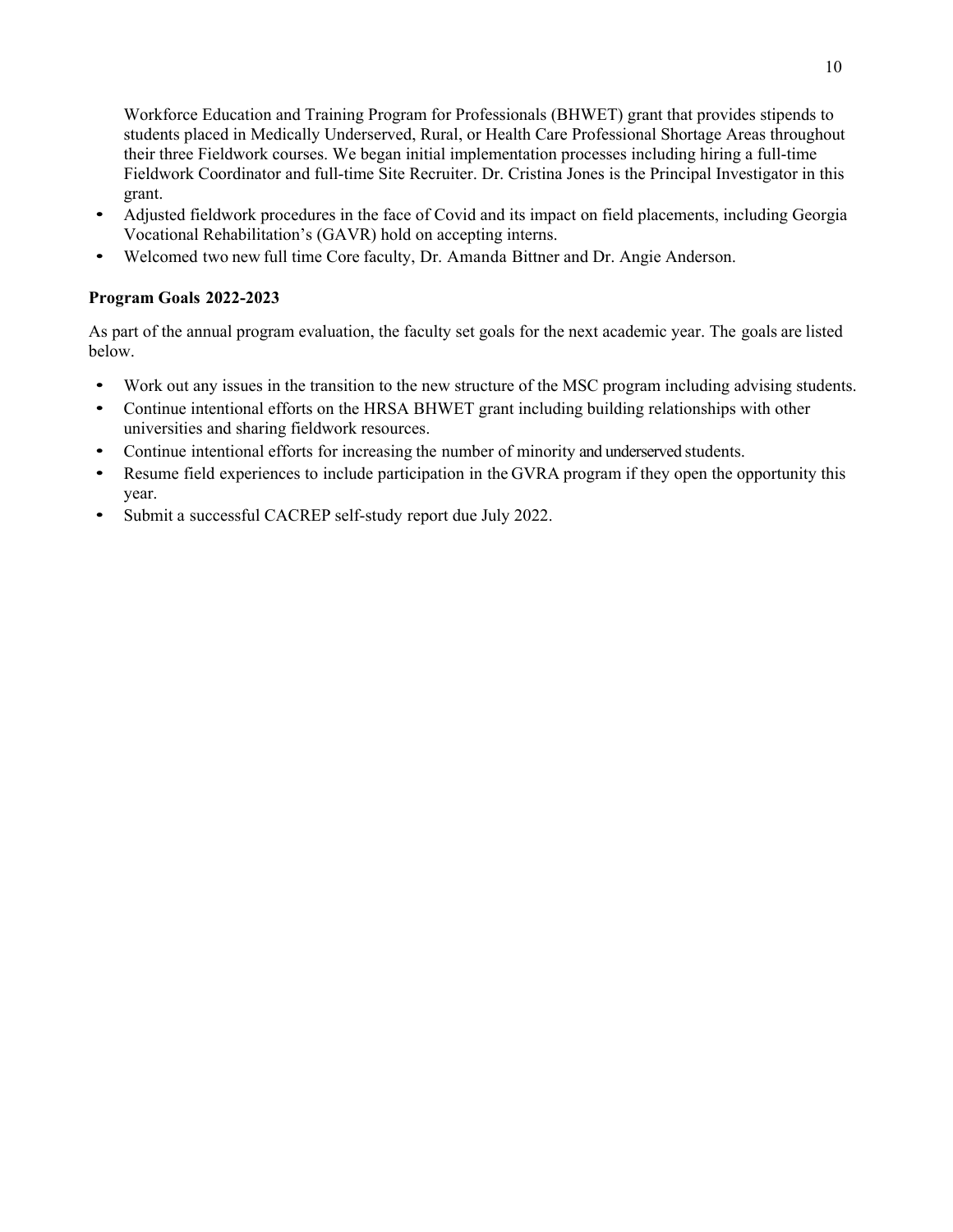Workforce Education and Training Program for Professionals (BHWET) grant that provides stipends to students placed in Medically Underserved, Rural, or Health Care Professional Shortage Areas throughout their three Fieldwork courses. We began initial implementation processes including hiring a full-time Fieldwork Coordinator and full-time Site Recruiter. Dr. Cristina Jones is the Principal Investigator in this grant.

- Adjusted fieldwork procedures in the face of Covid and its impact on field placements, including Georgia Vocational Rehabilitation's (GAVR) hold on accepting interns.
- Welcomed two new full time Core faculty, Dr. Amanda Bittner and Dr. Angie Anderson.

**Program Goals 2022-2023**

As part of the annual program evaluation, the faculty set goals for the next academic year. The goals are listed below.

- Work out any issues in the transition to the new structure of the MSC program including advising students.
- Continue intentional efforts on the HRSA BHWET grant including building relationships with other universities and sharing fieldwork resources.
- Continue intentional efforts for increasing the number of minority and underserved students.
- Resume field experiences to include participation in the GVRA program if they open the opportunity this year.
- Submit a successful CACREP self-study report due July 2022.